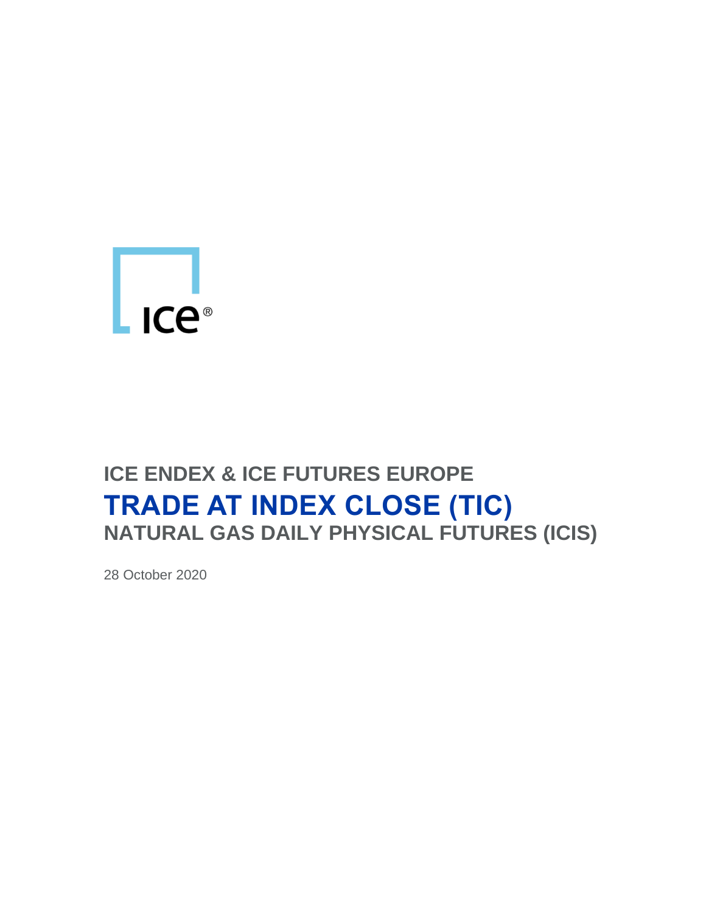ICE®

## ICE ENDEX & ICE FUTURES EUROPE

# TRADE AT INDEX CLOSE (TIC)

## NATURAL GAS DAILY PHYSICAL FUTURES (ICIS)

28 October 2020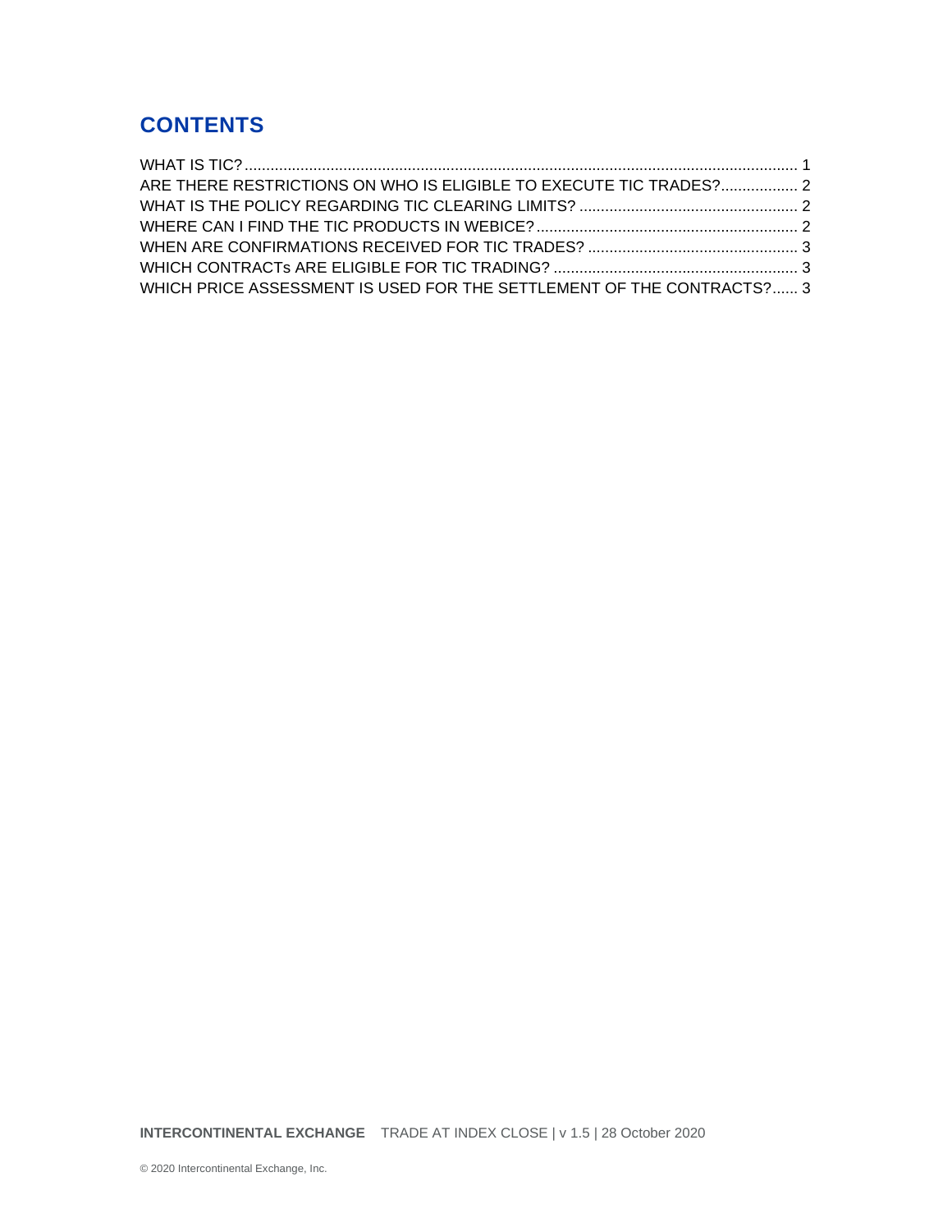# CONTENTS

WHAT IS TIC? ........................................................................................................................... 1
ARE THERE RESTRICTIONS ON WHO IS ELIGIBLE TO EXECUTE TIC TRADES? .................. 2
WHAT IS THE POLICY REGARDING TIC CLEARING LIMITS? .................................................. 2
WHERE CAN I FIND THE TIC PRODUCTS IN WEBICE? ............................................................ 2
WHEN ARE CONFIRMATIONS RECEIVED FOR TIC TRADES? ................................................ 3
WHICH CONTRACTs ARE ELIGIBLE FOR TIC TRADING? ........................................................ 3
WHICH PRICE ASSESSMENT IS USED FOR THE SETTLEMENT OF THE CONTRACTS? ...... 3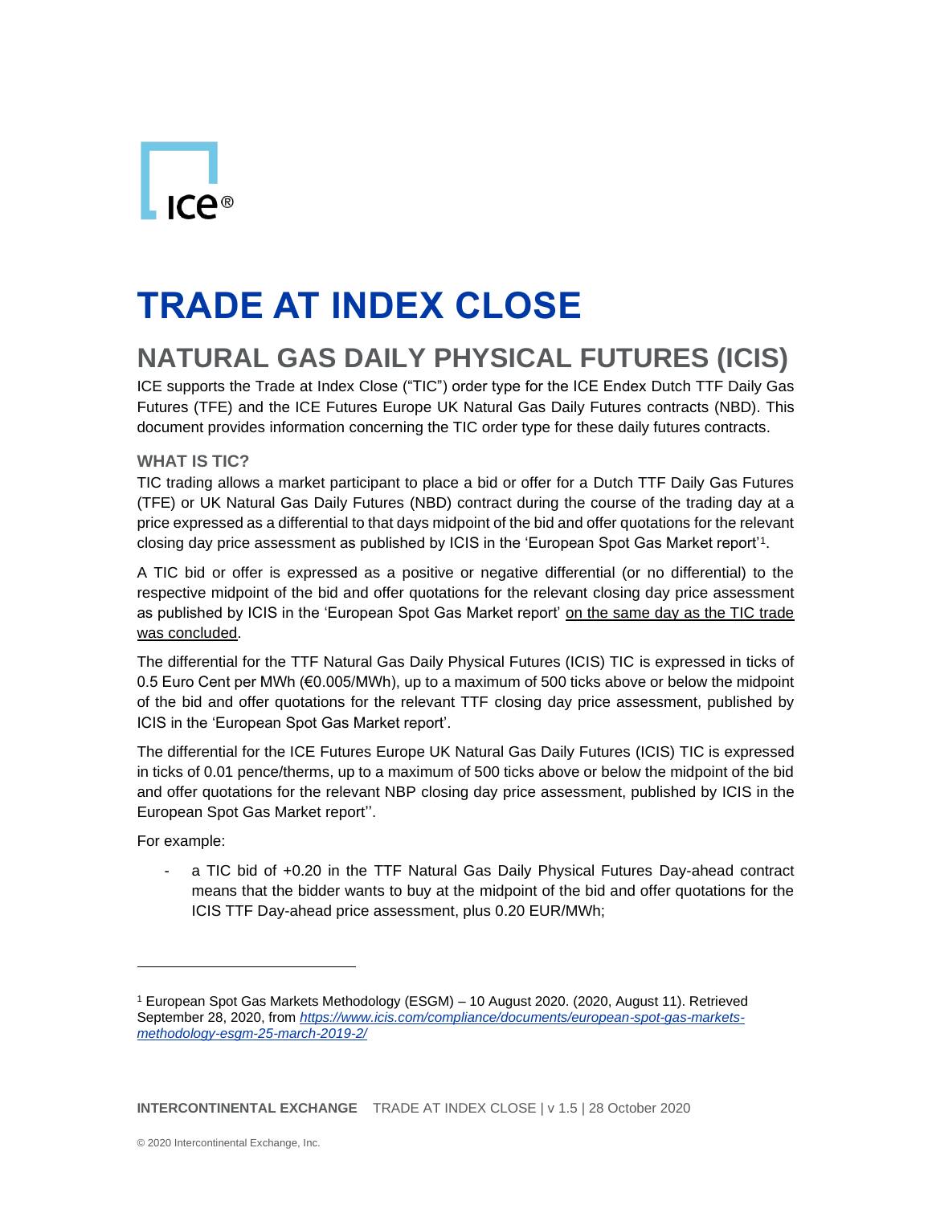# TRADE AT INDEX CLOSE

## NATURAL GAS DAILY PHYSICAL FUTURES (ICIS)

ICE supports the Trade at Index Close ("TIC") order type for the ICE Endex Dutch TTF Daily Gas Futures (TFE) and the ICE Futures Europe UK Natural Gas Daily Futures contracts (NBD). This document provides information concerning the TIC order type for these daily futures contracts.

### WHAT IS TIC?

TIC trading allows a market participant to place a bid or offer for a Dutch TTF Daily Gas Futures (TFE) or UK Natural Gas Daily Futures (NBD) contract during the course of the trading day at a price expressed as a differential to that days midpoint of the bid and offer quotations for the relevant closing day price assessment as published by ICIS in the 'European Spot Gas Market report'[1].

A TIC bid or offer is expressed as a positive or negative differential (or no differential) to the respective midpoint of the bid and offer quotations for the relevant closing day price assessment as published by ICIS in the 'European Spot Gas Market report' on the same day as the TIC trade was concluded.

The differential for the TTF Natural Gas Daily Physical Futures (ICIS) TIC is expressed in ticks of 0.5 Euro Cent per MWh (€0.005/MWh), up to a maximum of 500 ticks above or below the midpoint of the bid and offer quotations for the relevant TTF closing day price assessment, published by ICIS in the 'European Spot Gas Market report'.

The differential for the ICE Futures Europe UK Natural Gas Daily Futures (ICIS) TIC is expressed in ticks of 0.01 pence/therms, up to a maximum of 500 ticks above or below the midpoint of the bid and offer quotations for the relevant NBP closing day price assessment, published by ICIS in the European Spot Gas Market report''.

For example:

- a TIC bid of +0.20 in the TTF Natural Gas Daily Physical Futures Day-ahead contract means that the bidder wants to buy at the midpoint of the bid and offer quotations for the ICIS TTF Day-ahead price assessment, plus 0.20 EUR/MWh;

---

[1] European Spot Gas Markets Methodology (ESGM) – 10 August 2020. (2020, August 11). Retrieved September 28, 2020, from *https://www.icis.com/compliance/documents/european-spot-gas-markets-methodology-esgm-25-march-2019-2/*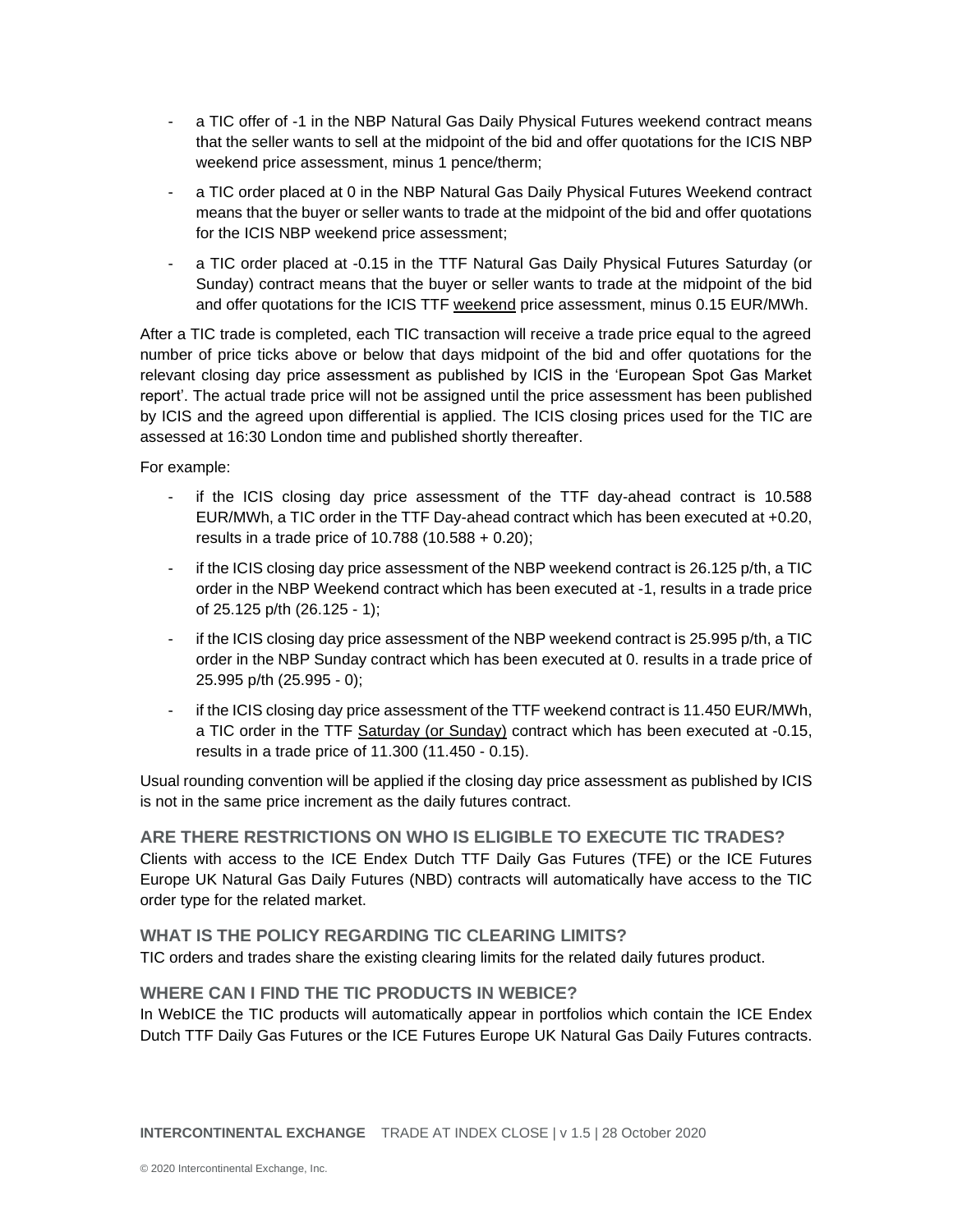- a TIC offer of -1 in the NBP Natural Gas Daily Physical Futures weekend contract means that the seller wants to sell at the midpoint of the bid and offer quotations for the ICIS NBP weekend price assessment, minus 1 pence/therm;
- a TIC order placed at 0 in the NBP Natural Gas Daily Physical Futures Weekend contract means that the buyer or seller wants to trade at the midpoint of the bid and offer quotations for the ICIS NBP weekend price assessment;
- a TIC order placed at -0.15 in the TTF Natural Gas Daily Physical Futures Saturday (or Sunday) contract means that the buyer or seller wants to trade at the midpoint of the bid and offer quotations for the ICIS TTF weekend price assessment, minus 0.15 EUR/MWh.

After a TIC trade is completed, each TIC transaction will receive a trade price equal to the agreed number of price ticks above or below that days midpoint of the bid and offer quotations for the relevant closing day price assessment as published by ICIS in the 'European Spot Gas Market report'. The actual trade price will not be assigned until the price assessment has been published by ICIS and the agreed upon differential is applied. The ICIS closing prices used for the TIC are assessed at 16:30 London time and published shortly thereafter.

For example:

- if the ICIS closing day price assessment of the TTF day-ahead contract is 10.588 EUR/MWh, a TIC order in the TTF Day-ahead contract which has been executed at +0.20, results in a trade price of 10.788 (10.588 + 0.20);
- if the ICIS closing day price assessment of the NBP weekend contract is 26.125 p/th, a TIC order in the NBP Weekend contract which has been executed at -1, results in a trade price of 25.125 p/th (26.125 - 1);
- if the ICIS closing day price assessment of the NBP weekend contract is 25.995 p/th, a TIC order in the NBP Sunday contract which has been executed at 0. results in a trade price of 25.995 p/th (25.995 - 0);
- if the ICIS closing day price assessment of the TTF weekend contract is 11.450 EUR/MWh, a TIC order in the TTF Saturday (or Sunday) contract which has been executed at -0.15, results in a trade price of 11.300 (11.450 - 0.15).

Usual rounding convention will be applied if the closing day price assessment as published by ICIS is not in the same price increment as the daily futures contract.

### ARE THERE RESTRICTIONS ON WHO IS ELIGIBLE TO EXECUTE TIC TRADES?

Clients with access to the ICE Endex Dutch TTF Daily Gas Futures (TFE) or the ICE Futures Europe UK Natural Gas Daily Futures (NBD) contracts will automatically have access to the TIC order type for the related market.

### WHAT IS THE POLICY REGARDING TIC CLEARING LIMITS?

TIC orders and trades share the existing clearing limits for the related daily futures product.

### WHERE CAN I FIND THE TIC PRODUCTS IN WEBICE?

In WebICE the TIC products will automatically appear in portfolios which contain the ICE Endex Dutch TTF Daily Gas Futures or the ICE Futures Europe UK Natural Gas Daily Futures contracts.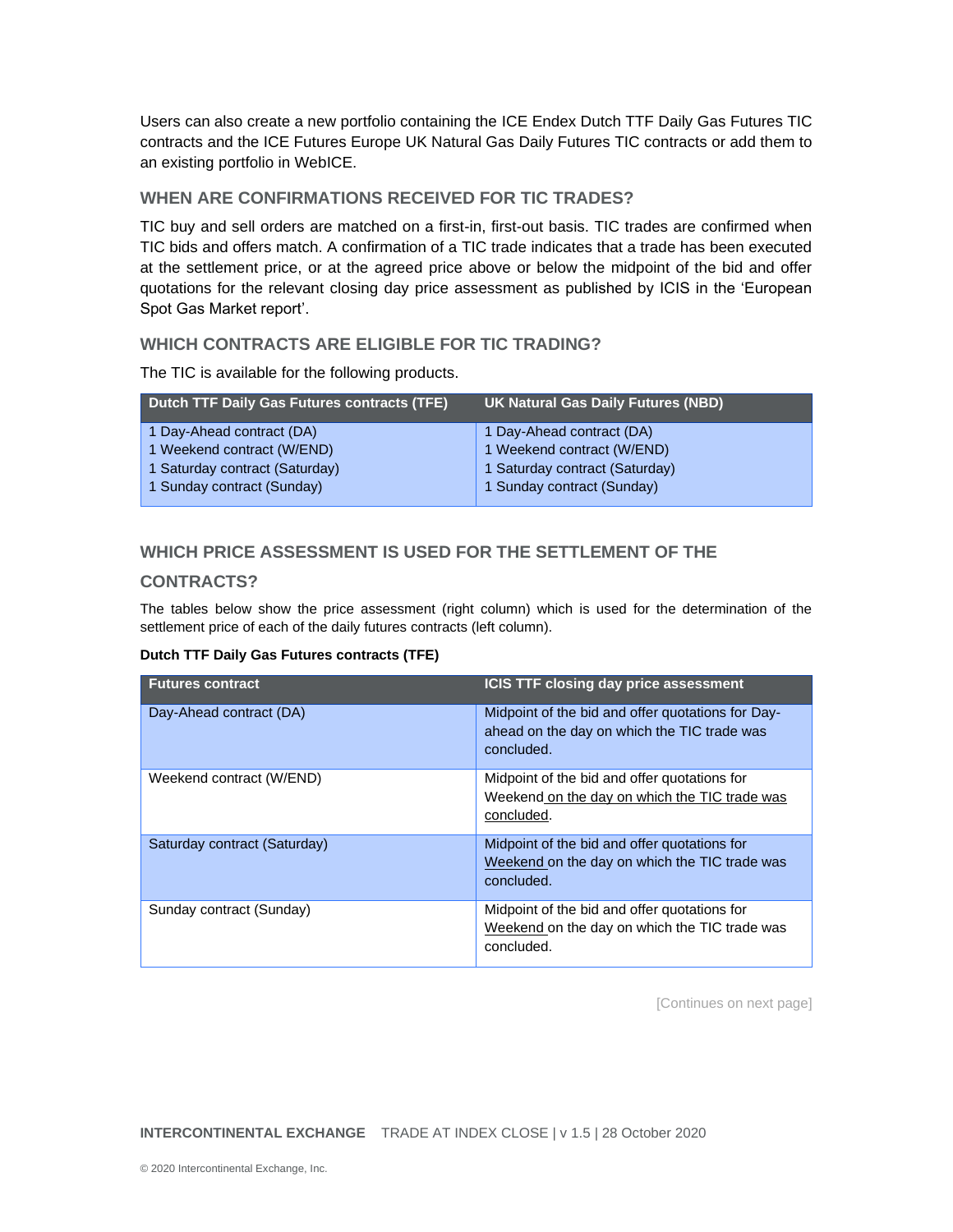Users can also create a new portfolio containing the ICE Endex Dutch TTF Daily Gas Futures TIC contracts and the ICE Futures Europe UK Natural Gas Daily Futures TIC contracts or add them to an existing portfolio in WebICE.

### WHEN ARE CONFIRMATIONS RECEIVED FOR TIC TRADES?

TIC buy and sell orders are matched on a first-in, first-out basis. TIC trades are confirmed when TIC bids and offers match. A confirmation of a TIC trade indicates that a trade has been executed at the settlement price, or at the agreed price above or below the midpoint of the bid and offer quotations for the relevant closing day price assessment as published by ICIS in the 'European Spot Gas Market report'.

### WHICH CONTRACTS ARE ELIGIBLE FOR TIC TRADING?

The TIC is available for the following products.

| Dutch TTF Daily Gas Futures contracts (TFE) | UK Natural Gas Daily Futures (NBD) |
|---|---|
| 1 Day-Ahead contract (DA)<br>1 Weekend contract (W/END)<br>1 Saturday contract (Saturday)<br>1 Sunday contract (Sunday) | 1 Day-Ahead contract (DA)<br>1 Weekend contract (W/END)<br>1 Saturday contract (Saturday)<br>1 Sunday contract (Sunday) |

### WHICH PRICE ASSESSMENT IS USED FOR THE SETTLEMENT OF THE CONTRACTS?

The tables below show the price assessment (right column) which is used for the determination of the settlement price of each of the daily futures contracts (left column).

**Dutch TTF Daily Gas Futures contracts (TFE)**

| Futures contract | ICIS TTF closing day price assessment |
|---|---|
| Day-Ahead contract (DA) | Midpoint of the bid and offer quotations for Day-ahead on the day on which the TIC trade was concluded. |
| Weekend contract (W/END) | Midpoint of the bid and offer quotations for Weekend on the day on which the TIC trade was concluded. |
| Saturday contract (Saturday) | Midpoint of the bid and offer quotations for Weekend on the day on which the TIC trade was concluded. |
| Sunday contract (Sunday) | Midpoint of the bid and offer quotations for Weekend on the day on which the TIC trade was concluded. |

[Continues on next page]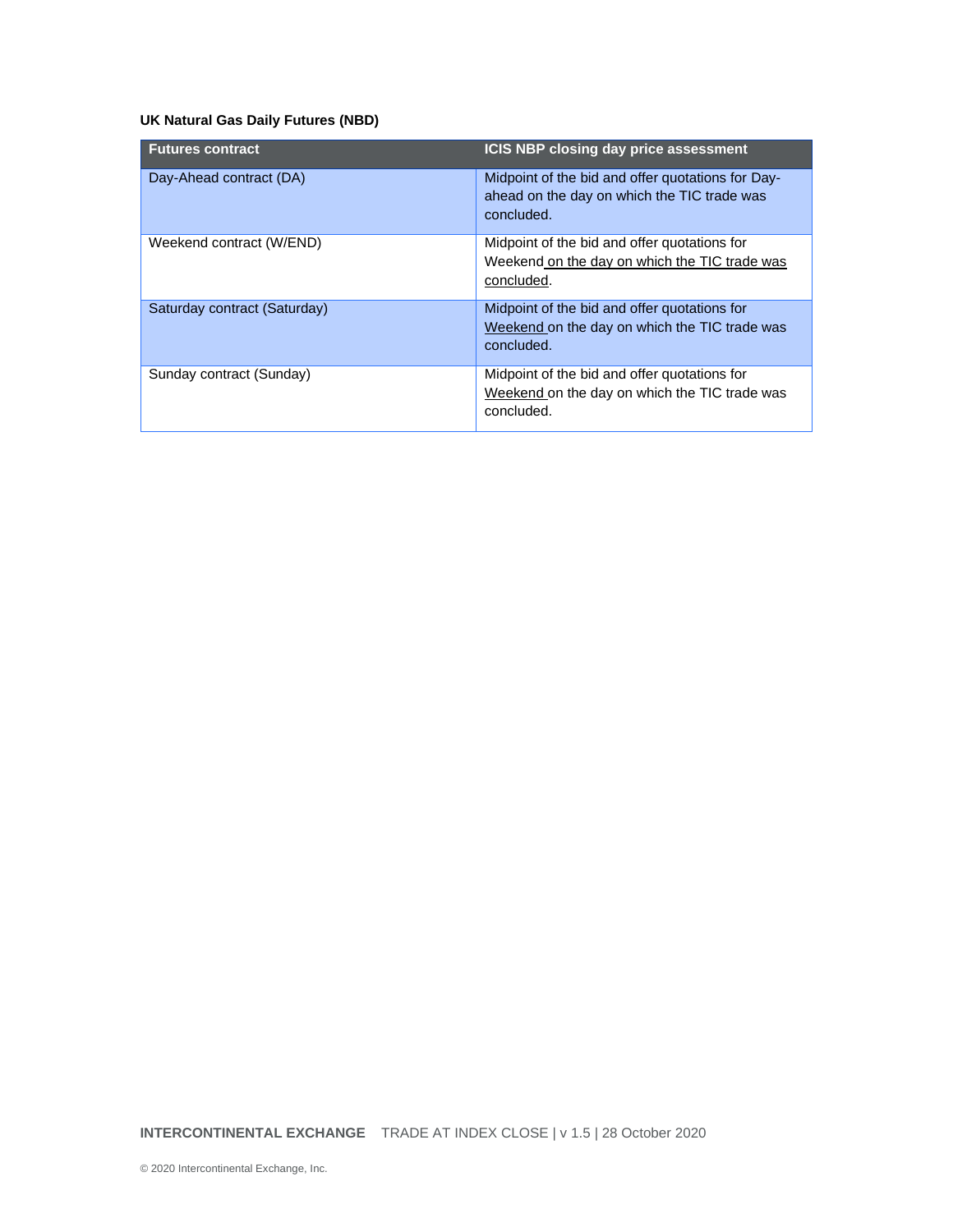**UK Natural Gas Daily Futures (NBD)**

| Futures contract | ICIS NBP closing day price assessment |
|---|---|
| Day-Ahead contract (DA) | Midpoint of the bid and offer quotations for Day-ahead on the day on which the TIC trade was concluded. |
| Weekend contract (W/END) | Midpoint of the bid and offer quotations for Weekend on the day on which the TIC trade was concluded. |
| Saturday contract (Saturday) | Midpoint of the bid and offer quotations for Weekend on the day on which the TIC trade was concluded. |
| Sunday contract (Sunday) | Midpoint of the bid and offer quotations for Weekend on the day on which the TIC trade was concluded. |